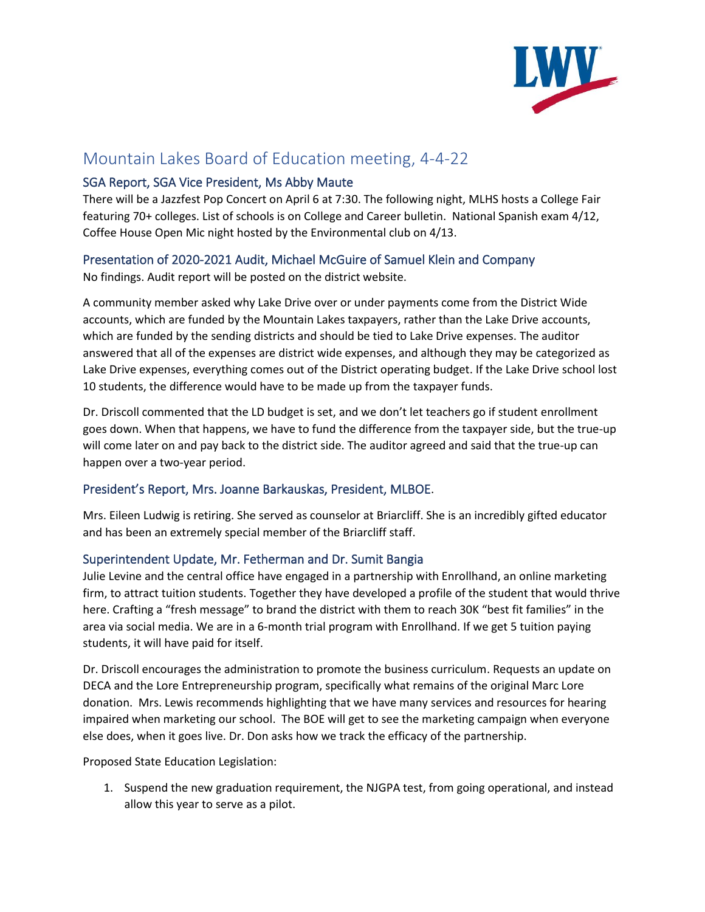# Mountain Lakes Board of Education meeting, 4-4-22

## SGA Report, SGA Vice President, Ms Abby Maute

There will be a Jazzfest Pop Concert on April 6 at 7:30. The following night, MLHS hosts a College Fair featuring 70+ colleges. List of schools is on College and Career bulletin. National Spanish exam 4/12, Coffee House Open Mic night hosted by the Environmental club on 4/13.

## Presentation of 2020-2021 Audit, Michael McGuire of Samuel Klein and Company

No findings. Audit report will be posted on the district website.

A community member asked why Lake Drive over or under payments come from the District Wide accounts, which are funded by the Mountain Lakes taxpayers, rather than the Lake Drive accounts, which are funded by the sending districts and should be tied to Lake Drive expenses. The auditor answered that all of the expenses are district wide expenses, and although they may be categorized as Lake Drive expenses, everything comes out of the District operating budget. If the Lake Drive school lost 10 students, the difference would have to be made up from the taxpayer funds.

Dr. Driscoll commented that the LD budget is set, and we don't let teachers go if student enrollment goes down. When that happens, we have to fund the difference from the taxpayer side, but the true-up will come later on and pay back to the district side. The auditor agreed and said that the true-up can happen over a two-year period.

## President's Report, Mrs. Joanne Barkauskas, President, MLBOE.

Mrs. Eileen Ludwig is retiring. She served as counselor at Briarcliff. She is an incredibly gifted educator and has been an extremely special member of the Briarcliff staff.

## Superintendent Update, Mr. Fetherman and Dr. Sumit Bangia

Julie Levine and the central office have engaged in a partnership with Enrollhand, an online marketing firm, to attract tuition students. Together they have developed a profile of the student that would thrive here. Crafting a "fresh message" to brand the district with them to reach 30K "best fit families" in the area via social media. We are in a 6-month trial program with Enrollhand. If we get 5 tuition paying students, it will have paid for itself.

Dr. Driscoll encourages the administration to promote the business curriculum. Requests an update on DECA and the Lore Entrepreneurship program, specifically what remains of the original Marc Lore donation. Mrs. Lewis recommends highlighting that we have many services and resources for hearing impaired when marketing our school. The BOE will get to see the marketing campaign when everyone else does, when it goes live. Dr. Don asks how we track the efficacy of the partnership.

Proposed State Education Legislation:

1. Suspend the new graduation requirement, the NJGPA test, from going operational, and instead allow this year to serve as a pilot.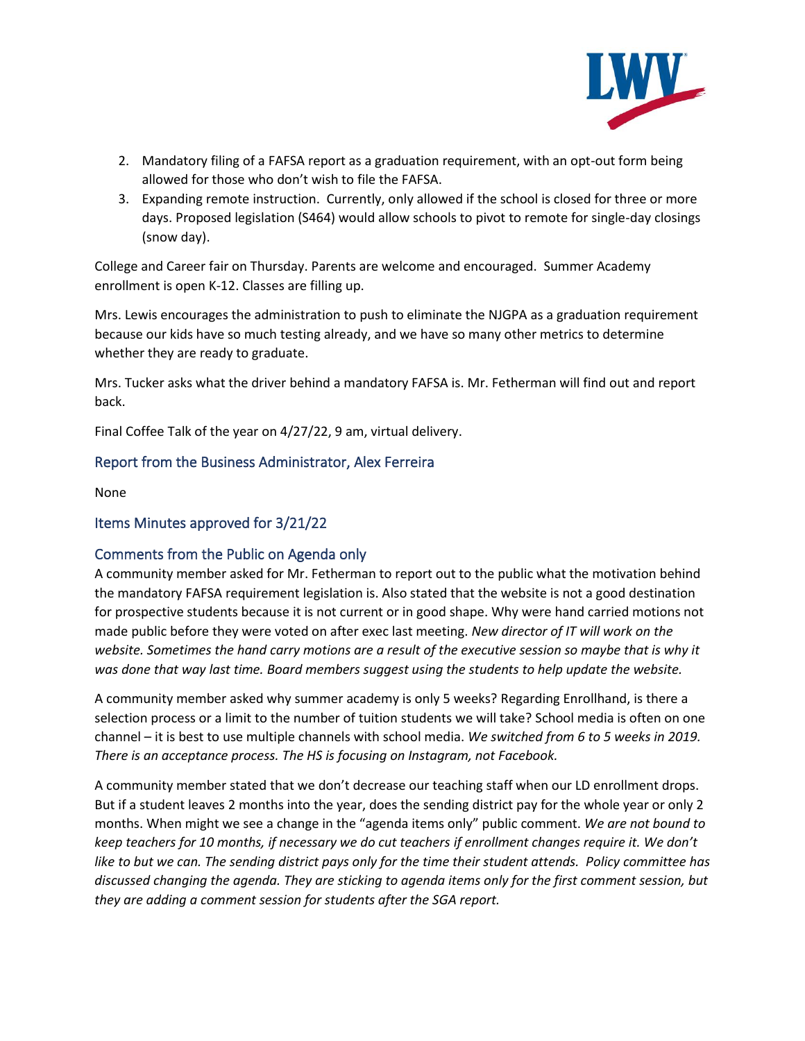2. Mandatory filing of a FAFSA report as a graduation requirement, with an opt-out form being allowed for those who don't wish to file the FAFSA.
3. Expanding remote instruction. Currently, only allowed if the school is closed for three or more days. Proposed legislation (S464) would allow schools to pivot to remote for single-day closings (snow day).

College and Career fair on Thursday. Parents are welcome and encouraged. Summer Academy enrollment is open K-12. Classes are filling up.

Mrs. Lewis encourages the administration to push to eliminate the NJGPA as a graduation requirement because our kids have so much testing already, and we have so many other metrics to determine whether they are ready to graduate.

Mrs. Tucker asks what the driver behind a mandatory FAFSA is. Mr. Fetherman will find out and report back.

Final Coffee Talk of the year on 4/27/22, 9 am, virtual delivery.

## Report from the Business Administrator, Alex Ferreira

None

## Items Minutes approved for 3/21/22

## Comments from the Public on Agenda only

A community member asked for Mr. Fetherman to report out to the public what the motivation behind the mandatory FAFSA requirement legislation is. Also stated that the website is not a good destination for prospective students because it is not current or in good shape. Why were hand carried motions not made public before they were voted on after exec last meeting. *New director of IT will work on the website. Sometimes the hand carry motions are a result of the executive session so maybe that is why it was done that way last time. Board members suggest using the students to help update the website.*

A community member asked why summer academy is only 5 weeks? Regarding Enrollhand, is there a selection process or a limit to the number of tuition students we will take? School media is often on one channel – it is best to use multiple channels with school media. *We switched from 6 to 5 weeks in 2019. There is an acceptance process. The HS is focusing on Instagram, not Facebook.*

A community member stated that we don't decrease our teaching staff when our LD enrollment drops. But if a student leaves 2 months into the year, does the sending district pay for the whole year or only 2 months. When might we see a change in the "agenda items only" public comment. *We are not bound to keep teachers for 10 months, if necessary we do cut teachers if enrollment changes require it. We don't like to but we can. The sending district pays only for the time their student attends. Policy committee has discussed changing the agenda. They are sticking to agenda items only for the first comment session, but they are adding a comment session for students after the SGA report.*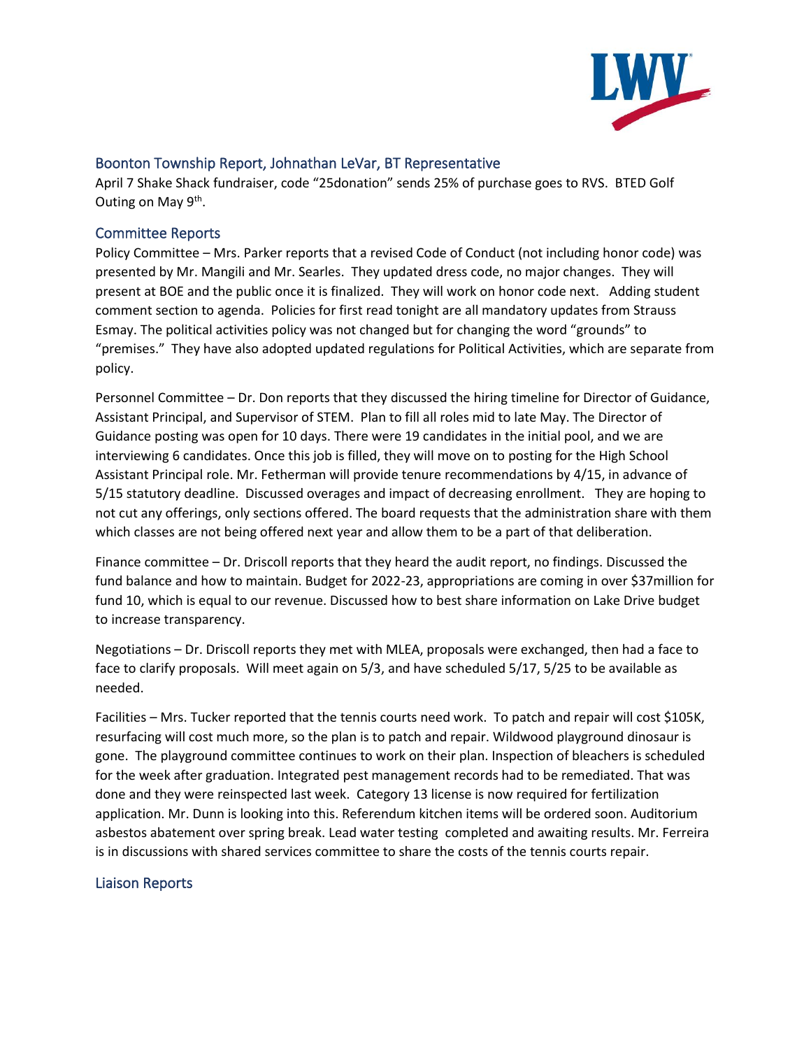## Boonton Township Report, Johnathan LeVar, BT Representative

April 7 Shake Shack fundraiser, code "25donation" sends 25% of purchase goes to RVS. BTED Golf Outing on May 9th.

## Committee Reports

Policy Committee – Mrs. Parker reports that a revised Code of Conduct (not including honor code) was presented by Mr. Mangili and Mr. Searles. They updated dress code, no major changes. They will present at BOE and the public once it is finalized. They will work on honor code next. Adding student comment section to agenda. Policies for first read tonight are all mandatory updates from Strauss Esmay. The political activities policy was not changed but for changing the word "grounds" to "premises." They have also adopted updated regulations for Political Activities, which are separate from policy.

Personnel Committee – Dr. Don reports that they discussed the hiring timeline for Director of Guidance, Assistant Principal, and Supervisor of STEM. Plan to fill all roles mid to late May. The Director of Guidance posting was open for 10 days. There were 19 candidates in the initial pool, and we are interviewing 6 candidates. Once this job is filled, they will move on to posting for the High School Assistant Principal role. Mr. Fetherman will provide tenure recommendations by 4/15, in advance of 5/15 statutory deadline. Discussed overages and impact of decreasing enrollment. They are hoping to not cut any offerings, only sections offered. The board requests that the administration share with them which classes are not being offered next year and allow them to be a part of that deliberation.

Finance committee – Dr. Driscoll reports that they heard the audit report, no findings. Discussed the fund balance and how to maintain. Budget for 2022-23, appropriations are coming in over $37million for fund 10, which is equal to our revenue. Discussed how to best share information on Lake Drive budget to increase transparency.

Negotiations – Dr. Driscoll reports they met with MLEA, proposals were exchanged, then had a face to face to clarify proposals. Will meet again on 5/3, and have scheduled 5/17, 5/25 to be available as needed.

Facilities – Mrs. Tucker reported that the tennis courts need work. To patch and repair will cost $105K, resurfacing will cost much more, so the plan is to patch and repair. Wildwood playground dinosaur is gone. The playground committee continues to work on their plan. Inspection of bleachers is scheduled for the week after graduation. Integrated pest management records had to be remediated. That was done and they were reinspected last week. Category 13 license is now required for fertilization application. Mr. Dunn is looking into this. Referendum kitchen items will be ordered soon. Auditorium asbestos abatement over spring break. Lead water testing completed and awaiting results. Mr. Ferreira is in discussions with shared services committee to share the costs of the tennis courts repair.

## Liaison Reports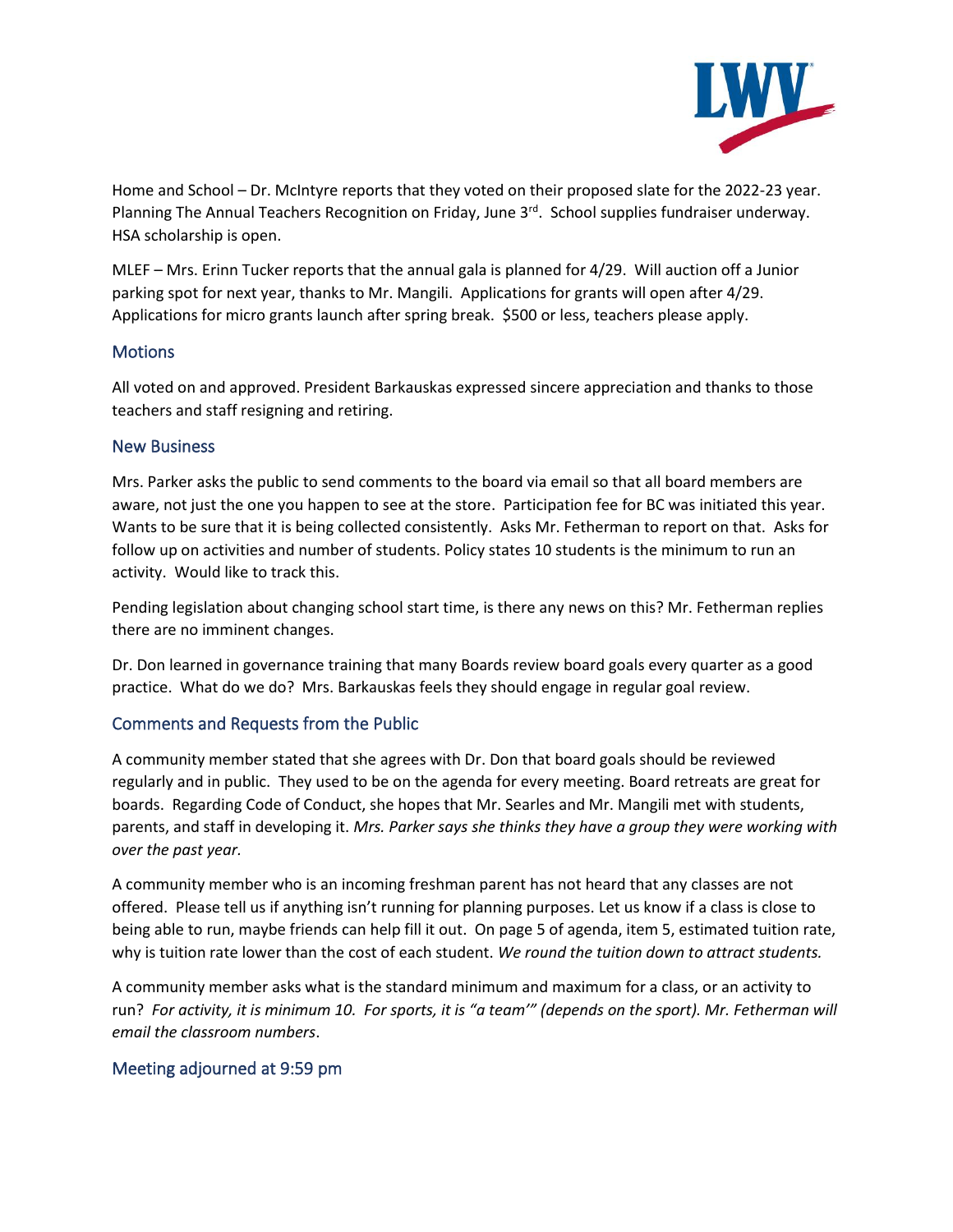Home and School – Dr. McIntyre reports that they voted on their proposed slate for the 2022-23 year. Planning The Annual Teachers Recognition on Friday, June 3rd. School supplies fundraiser underway. HSA scholarship is open.

MLEF – Mrs. Erinn Tucker reports that the annual gala is planned for 4/29. Will auction off a Junior parking spot for next year, thanks to Mr. Mangili. Applications for grants will open after 4/29. Applications for micro grants launch after spring break. $500 or less, teachers please apply.

## Motions

All voted on and approved. President Barkauskas expressed sincere appreciation and thanks to those teachers and staff resigning and retiring.

## New Business

Mrs. Parker asks the public to send comments to the board via email so that all board members are aware, not just the one you happen to see at the store. Participation fee for BC was initiated this year. Wants to be sure that it is being collected consistently. Asks Mr. Fetherman to report on that. Asks for follow up on activities and number of students. Policy states 10 students is the minimum to run an activity. Would like to track this.

Pending legislation about changing school start time, is there any news on this? Mr. Fetherman replies there are no imminent changes.

Dr. Don learned in governance training that many Boards review board goals every quarter as a good practice. What do we do? Mrs. Barkauskas feels they should engage in regular goal review.

## Comments and Requests from the Public

A community member stated that she agrees with Dr. Don that board goals should be reviewed regularly and in public. They used to be on the agenda for every meeting. Board retreats are great for boards. Regarding Code of Conduct, she hopes that Mr. Searles and Mr. Mangili met with students, parents, and staff in developing it. *Mrs. Parker says she thinks they have a group they were working with over the past year.*

A community member who is an incoming freshman parent has not heard that any classes are not offered. Please tell us if anything isn't running for planning purposes. Let us know if a class is close to being able to run, maybe friends can help fill it out. On page 5 of agenda, item 5, estimated tuition rate, why is tuition rate lower than the cost of each student. *We round the tuition down to attract students.*

A community member asks what is the standard minimum and maximum for a class, or an activity to run? *For activity, it is minimum 10. For sports, it is "a team'" (depends on the sport). Mr. Fetherman will email the classroom numbers*.

## Meeting adjourned at 9:59 pm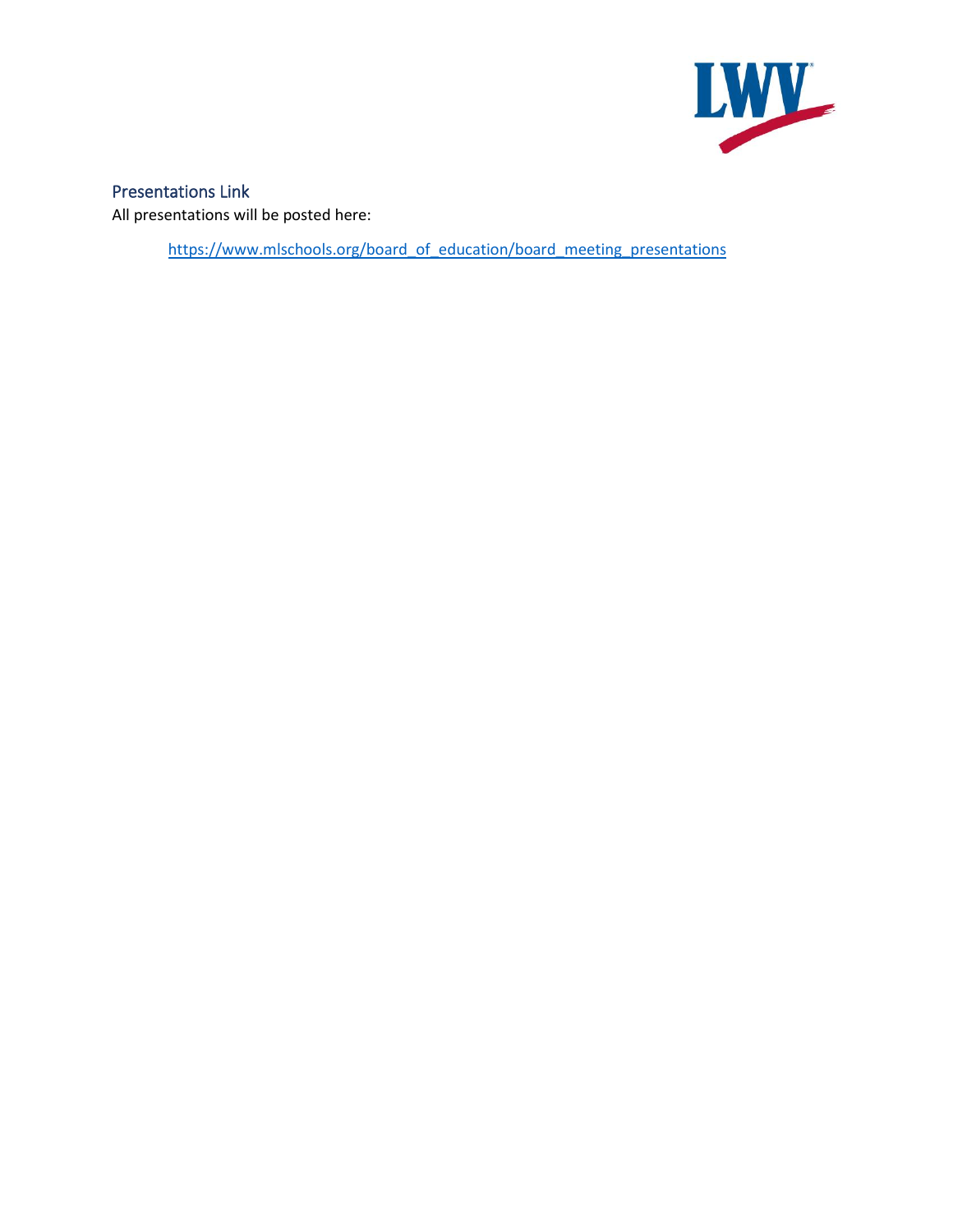## Presentations Link

All presentations will be posted here:

https://www.mlschools.org/board_of_education/board_meeting_presentations